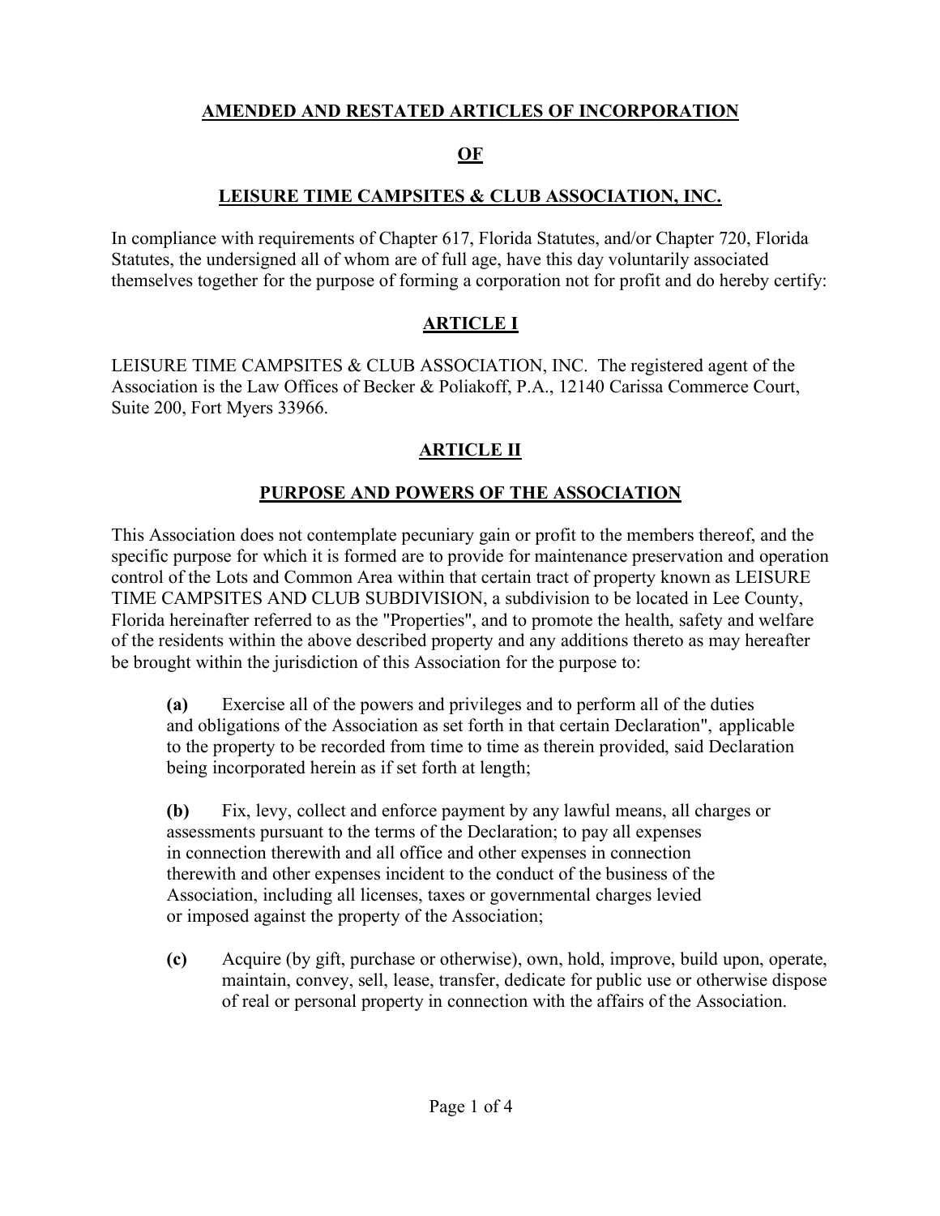# AMENDED AND RESTATED ARTICLES OF INCORPORATION

# OF

# LEISURE TIME CAMPSITES & CLUB ASSOCIATION, INC.

In compliance with requirements of Chapter 617, Florida Statutes, and/or Chapter 720, Florida Statutes, the undersigned all of whom are of full age, have this day voluntarily associated themselves together for the purpose of forming a corporation not for profit and do hereby certify:

## ARTICLE I

LEISURE TIME CAMPSITES & CLUB ASSOCIATION, INC. The registered agent of the Association is the Law Offices of Becker & Poliakoff, P.A., 12140 Carissa Commerce Court, Suite 200, Fort Myers 33966.

## ARTICLE II

## PURPOSE AND POWERS OF THE ASSOCIATION

This Association does not contemplate pecuniary gain or profit to the members thereof, and the specific purpose for which it is formed are to provide for maintenance preservation and operation control of the Lots and Common Area within that certain tract of property known as LEISURE TIME CAMPSITES AND CLUB SUBDIVISION, a subdivision to be located in Lee County, Florida hereinafter referred to as the "Properties", and to promote the health, safety and welfare of the residents within the above described property and any additions thereto as may hereafter be brought within the jurisdiction of this Association for the purpose to:

**(a)** Exercise all of the powers and privileges and to perform all of the duties and obligations of the Association as set forth in that certain Declaration", applicable to the property to be recorded from time to time as therein provided, said Declaration being incorporated herein as if set forth at length;

**(b)** Fix, levy, collect and enforce payment by any lawful means, all charges or assessments pursuant to the terms of the Declaration; to pay all expenses in connection therewith and all office and other expenses in connection therewith and other expenses incident to the conduct of the business of the Association, including all licenses, taxes or governmental charges levied or imposed against the property of the Association;

**(c)** Acquire (by gift, purchase or otherwise), own, hold, improve, build upon, operate, maintain, convey, sell, lease, transfer, dedicate for public use or otherwise dispose of real or personal property in connection with the affairs of the Association.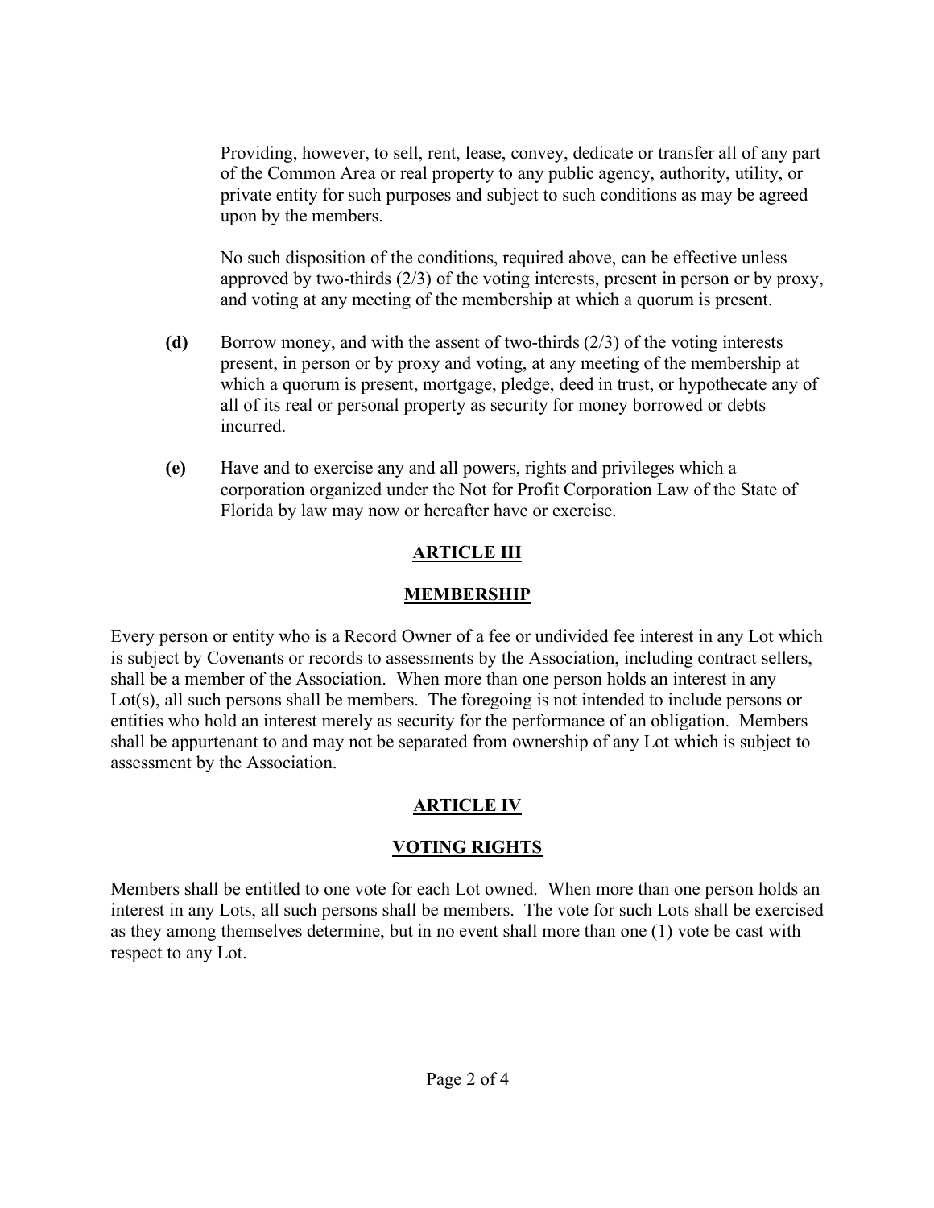Providing, however, to sell, rent, lease, convey, dedicate or transfer all of any part of the Common Area or real property to any public agency, authority, utility, or private entity for such purposes and subject to such conditions as may be agreed upon by the members.

No such disposition of the conditions, required above, can be effective unless approved by two-thirds (2/3) of the voting interests, present in person or by proxy, and voting at any meeting of the membership at which a quorum is present.

**(d)** Borrow money, and with the assent of two-thirds (2/3) of the voting interests present, in person or by proxy and voting, at any meeting of the membership at which a quorum is present, mortgage, pledge, deed in trust, or hypothecate any of all of its real or personal property as security for money borrowed or debts incurred.

**(e)** Have and to exercise any and all powers, rights and privileges which a corporation organized under the Not for Profit Corporation Law of the State of Florida by law may now or hereafter have or exercise.

## ARTICLE III

## MEMBERSHIP

Every person or entity who is a Record Owner of a fee or undivided fee interest in any Lot which is subject by Covenants or records to assessments by the Association, including contract sellers, shall be a member of the Association. When more than one person holds an interest in any Lot(s), all such persons shall be members. The foregoing is not intended to include persons or entities who hold an interest merely as security for the performance of an obligation. Members shall be appurtenant to and may not be separated from ownership of any Lot which is subject to assessment by the Association.

## ARTICLE IV

## VOTING RIGHTS

Members shall be entitled to one vote for each Lot owned. When more than one person holds an interest in any Lots, all such persons shall be members. The vote for such Lots shall be exercised as they among themselves determine, but in no event shall more than one (1) vote be cast with respect to any Lot.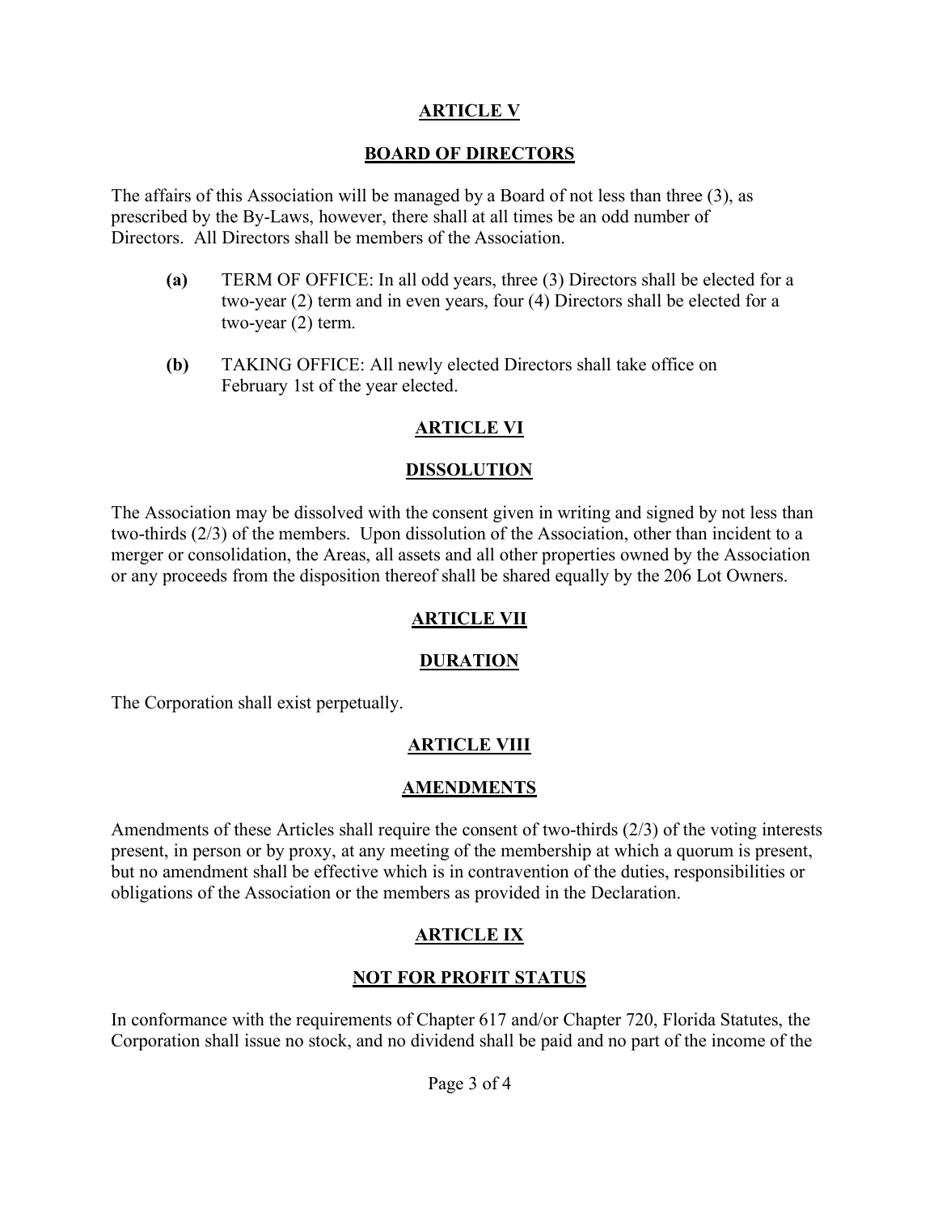## ARTICLE V

## BOARD OF DIRECTORS

The affairs of this Association will be managed by a Board of not less than three (3), as prescribed by the By-Laws, however, there shall at all times be an odd number of Directors. All Directors shall be members of the Association.

- **(a)** TERM OF OFFICE: In all odd years, three (3) Directors shall be elected for a two-year (2) term and in even years, four (4) Directors shall be elected for a two-year (2) term.
- **(b)** TAKING OFFICE: All newly elected Directors shall take office on February 1st of the year elected.

## ARTICLE VI

## DISSOLUTION

The Association may be dissolved with the consent given in writing and signed by not less than two-thirds (2/3) of the members. Upon dissolution of the Association, other than incident to a merger or consolidation, the Areas, all assets and all other properties owned by the Association or any proceeds from the disposition thereof shall be shared equally by the 206 Lot Owners.

## ARTICLE VII

## DURATION

The Corporation shall exist perpetually.

## ARTICLE VIII

## AMENDMENTS

Amendments of these Articles shall require the consent of two-thirds (2/3) of the voting interests present, in person or by proxy, at any meeting of the membership at which a quorum is present, but no amendment shall be effective which is in contravention of the duties, responsibilities or obligations of the Association or the members as provided in the Declaration.

## ARTICLE IX

## NOT FOR PROFIT STATUS

In conformance with the requirements of Chapter 617 and/or Chapter 720, Florida Statutes, the Corporation shall issue no stock, and no dividend shall be paid and no part of the income of the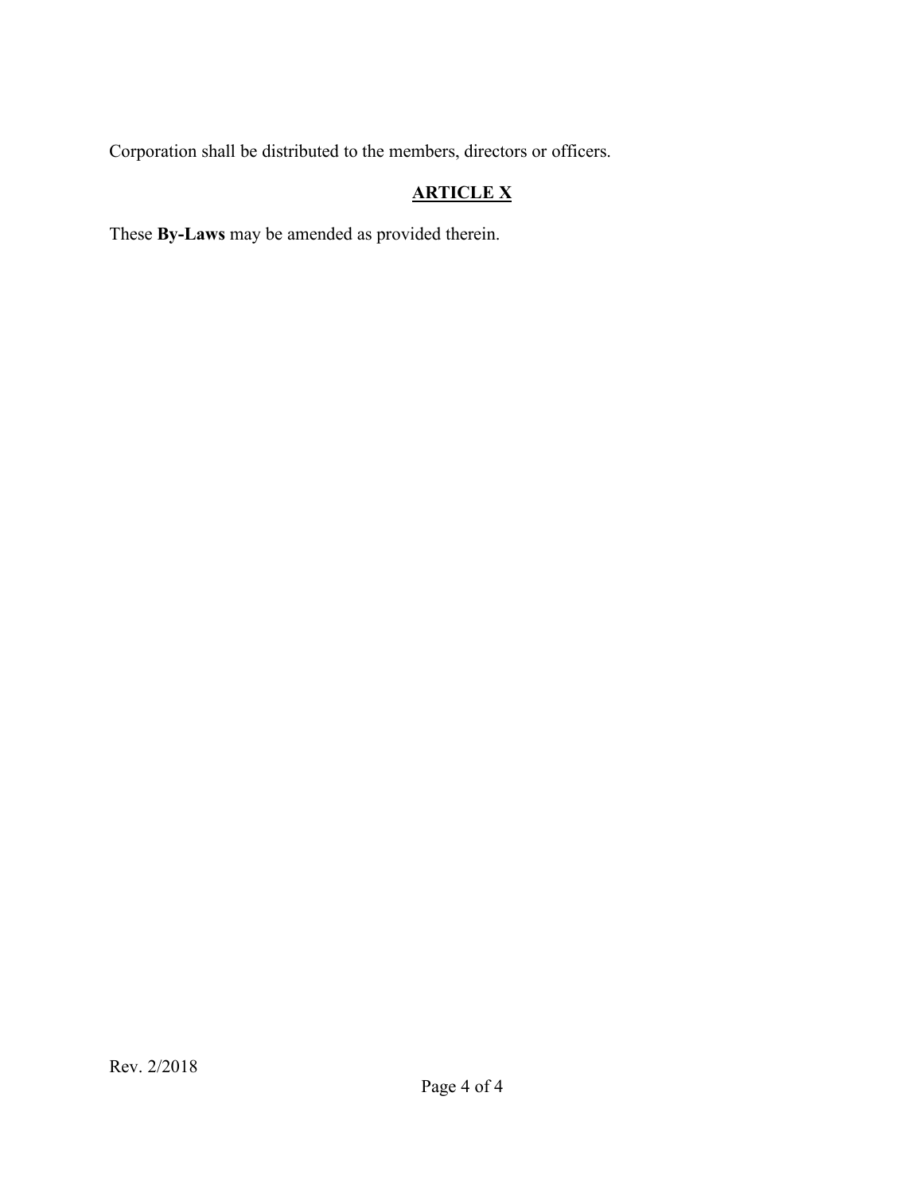Corporation shall be distributed to the members, directors or officers.

## ARTICLE X

These **By-Laws** may be amended as provided therein.

Rev. 2/2018